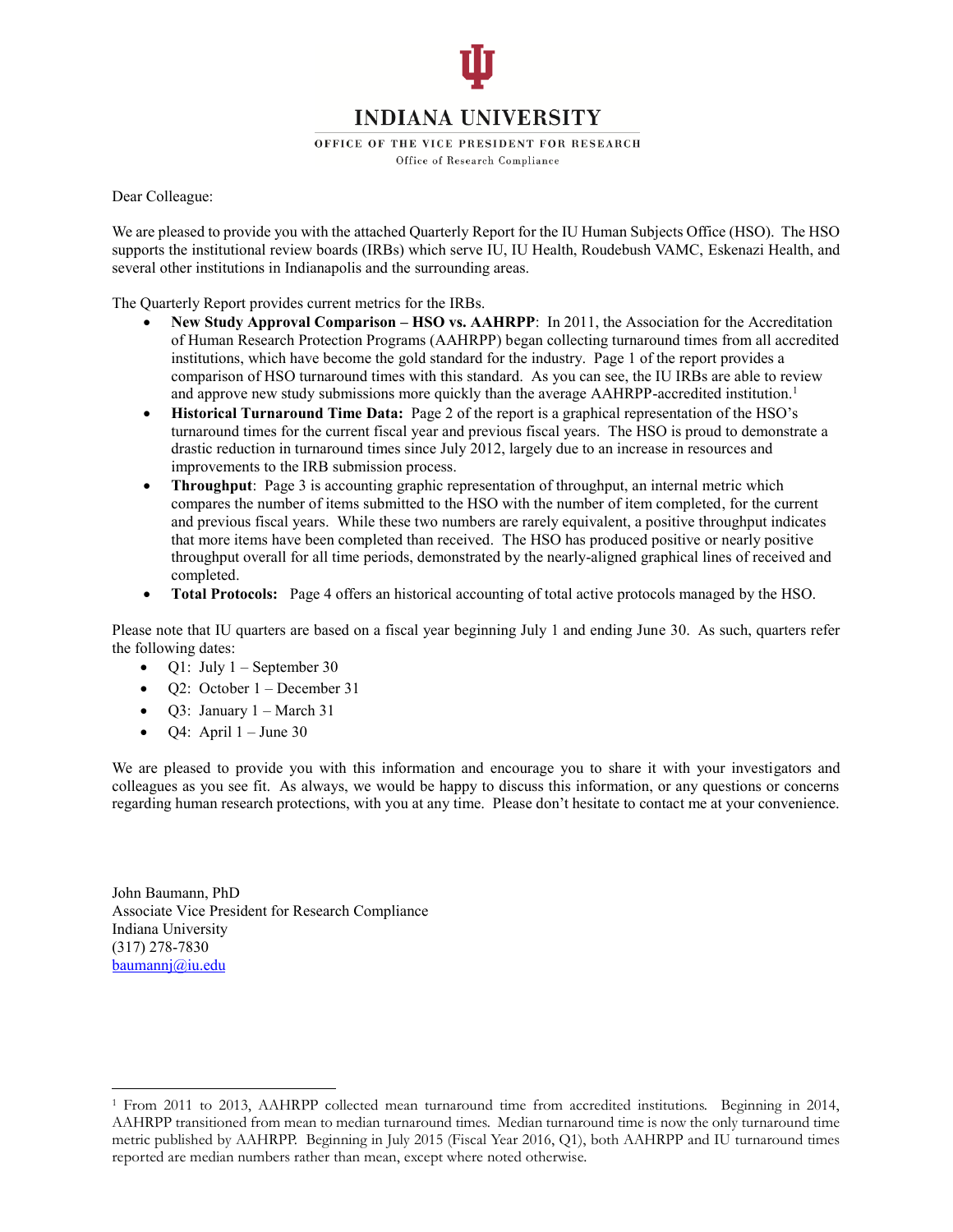# INDIANA UNIVERSITY

OFFICE OF THE VICE PRESIDENT FOR RESEARCH

Office of Research Compliance

Dear Colleague:

We are pleased to provide you with the attached Quarterly Report for the IU Human Subjects Office (HSO). The HSO supports the institutional review boards (IRBs) which serve IU, IU Health, Roudebush VAMC, Eskenazi Health, and several other institutions in Indianapolis and the surrounding areas.

The Quarterly Report provides current metrics for the IRBs.

- **New Study Approval Comparison – HSO vs. AAHRPP**: In 2011, the Association for the Accreditation of Human Research Protection Programs (AAHRPP) began collecting turnaround times from all accredited institutions, which have become the gold standard for the industry. Page 1 of the report provides a comparison of HSO turnaround times with this standard. As you can see, the IU IRBs are able to review and approve new study submissions more quickly than the average AAHRPP-accredited institution.[1]
- **Historical Turnaround Time Data:** Page 2 of the report is a graphical representation of the HSO's turnaround times for the current fiscal year and previous fiscal years. The HSO is proud to demonstrate a drastic reduction in turnaround times since July 2012, largely due to an increase in resources and improvements to the IRB submission process.
- **Throughput**: Page 3 is accounting graphic representation of throughput, an internal metric which compares the number of items submitted to the HSO with the number of item completed, for the current and previous fiscal years. While these two numbers are rarely equivalent, a positive throughput indicates that more items have been completed than received. The HSO has produced positive or nearly positive throughput overall for all time periods, demonstrated by the nearly-aligned graphical lines of received and completed.
- **Total Protocols:** Page 4 offers an historical accounting of total active protocols managed by the HSO.

Please note that IU quarters are based on a fiscal year beginning July 1 and ending June 30. As such, quarters refer the following dates:

- Q1: July 1 – September 30
- Q2: October 1 – December 31
- Q3: January 1 – March 31
- Q4: April 1 – June 30

We are pleased to provide you with this information and encourage you to share it with your investigators and colleagues as you see fit. As always, we would be happy to discuss this information, or any questions or concerns regarding human research protections, with you at any time. Please don't hesitate to contact me at your convenience.

John Baumann, PhD
Associate Vice President for Research Compliance
Indiana University
(317) 278-7830
baumannj@iu.edu

---

[1] From 2011 to 2013, AAHRPP collected mean turnaround time from accredited institutions. Beginning in 2014, AAHRPP transitioned from mean to median turnaround times. Median turnaround time is now the only turnaround time metric published by AAHRPP. Beginning in July 2015 (Fiscal Year 2016, Q1), both AAHRPP and IU turnaround times reported are median numbers rather than mean, except where noted otherwise.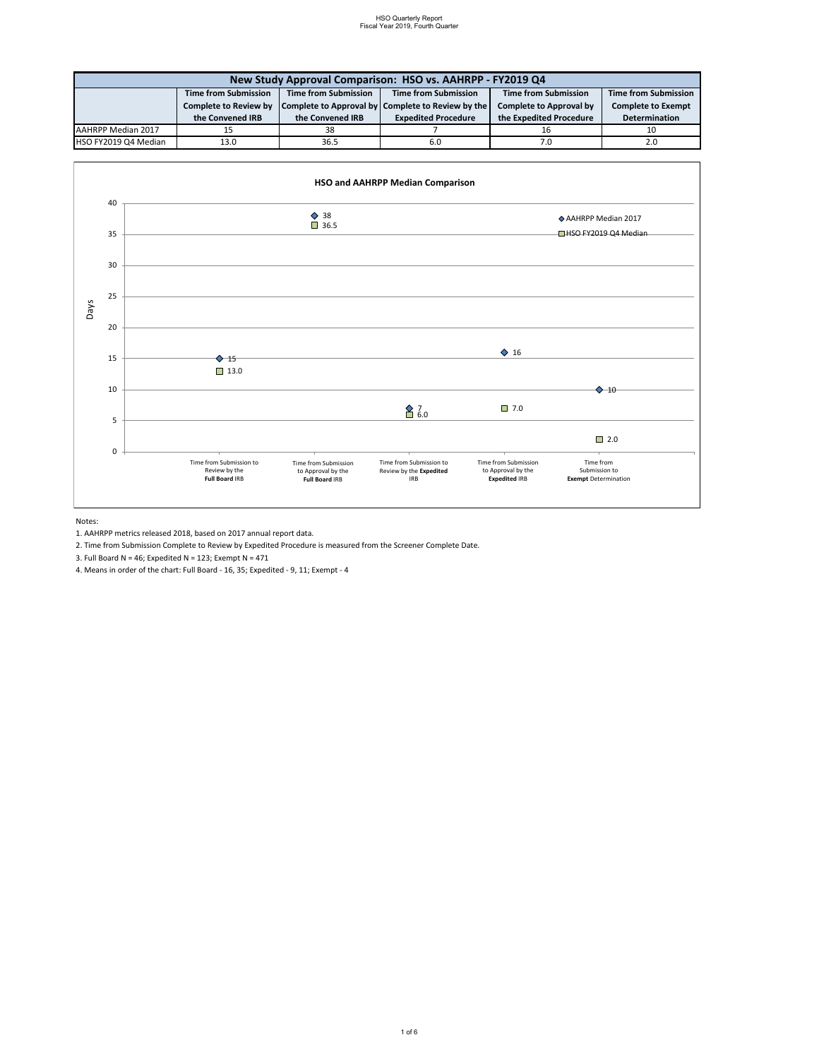| New Study Approval Comparison: HSO vs. AAHRPP - FY2019 Q4 | | | | | |
|---|---|---|---|---|---|
| | **Time from Submission Complete to Review by the Convened IRB** | **Time from Submission Complete to Approval by the Convened IRB** | **Time from Submission Complete to Review by the Expedited Procedure** | **Time from Submission Complete to Approval by the Expedited Procedure** | **Time from Submission Complete to Exempt Determination** |
| AAHRPP Median 2017 | 15 | 38 | 7 | 16 | 10 |
| HSO FY2019 Q4 Median | 13.0 | 36.5 | 6.0 | 7.0 | 2.0 |

**HSO and AAHRPP Median Comparison**

| Days | Time from Submission to Review by the **Full Board** IRB | Time from Submission to Approval by the **Full Board** IRB | Time from Submission to Review by the **Expedited** IRB | Time from Submission to Approval by the **Expedited** IRB | Time from Submission to **Exempt** Determination |
|---|---|---|---|---|---|
| AAHRPP Median 2017 | 15 | 38 | 7 | 16 | 10 |
| HSO FY2019 Q4 Median | 13.0 | 36.5 | 6.0 | 7.0 | 2.0 |

Notes:

1. AAHRPP metrics released 2018, based on 2017 annual report data.
2. Time from Submission Complete to Review by Expedited Procedure is measured from the Screener Complete Date.
3. Full Board N = 46; Expedited N = 123; Exempt N = 471
4. Means in order of the chart: Full Board - 16, 35; Expedited - 9, 11; Exempt - 4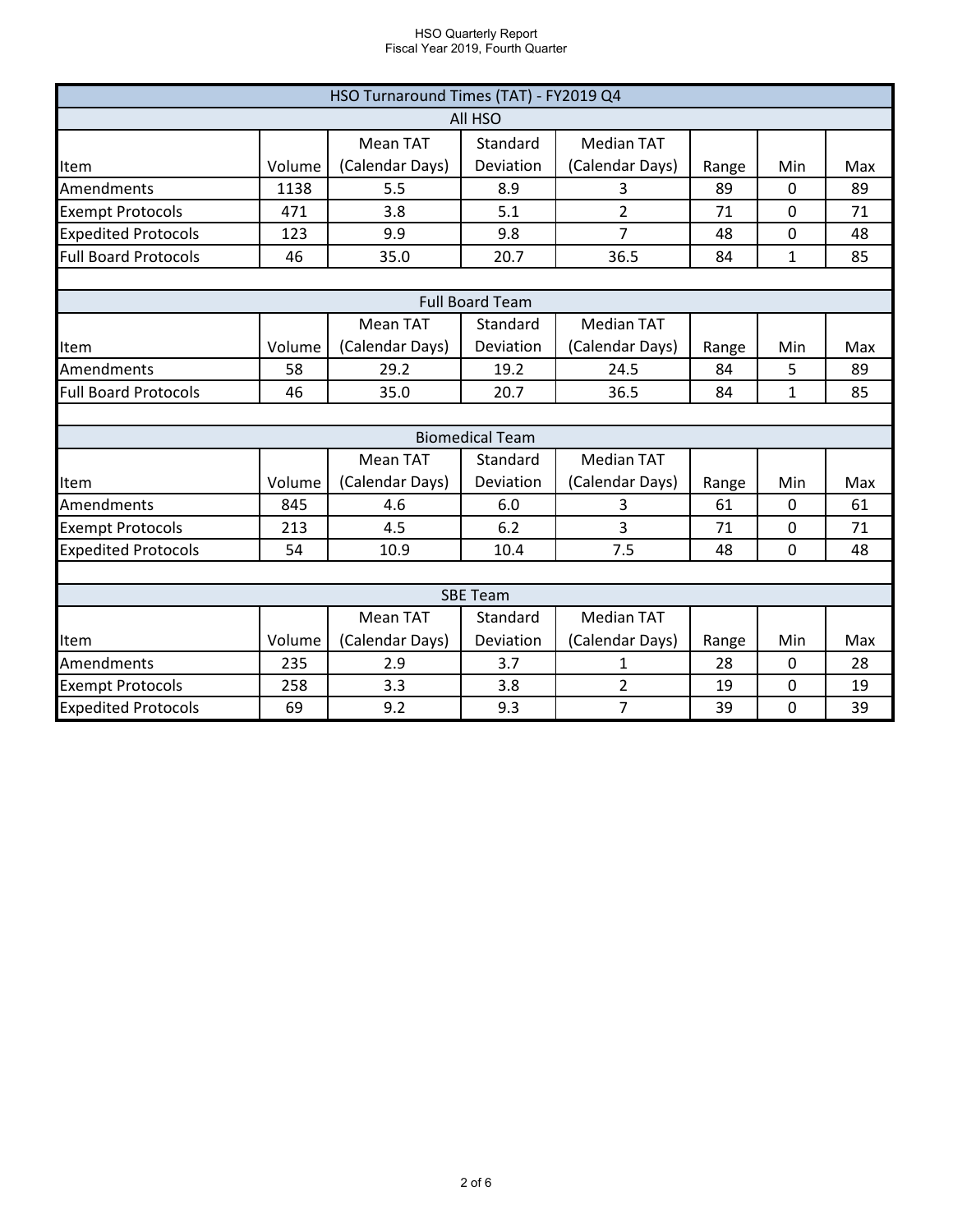## HSO Turnaround Times (TAT) - FY2019 Q4

### All HSO

| Item | Volume | Mean TAT (Calendar Days) | Standard Deviation | Median TAT (Calendar Days) | Range | Min | Max |
|---|---|---|---|---|---|---|---|
| Amendments | 1138 | 5.5 | 8.9 | 3 | 89 | 0 | 89 |
| Exempt Protocols | 471 | 3.8 | 5.1 | 2 | 71 | 0 | 71 |
| Expedited Protocols | 123 | 9.9 | 9.8 | 7 | 48 | 0 | 48 |
| Full Board Protocols | 46 | 35.0 | 20.7 | 36.5 | 84 | 1 | 85 |

### Full Board Team

| Item | Volume | Mean TAT (Calendar Days) | Standard Deviation | Median TAT (Calendar Days) | Range | Min | Max |
|---|---|---|---|---|---|---|---|
| Amendments | 58 | 29.2 | 19.2 | 24.5 | 84 | 5 | 89 |
| Full Board Protocols | 46 | 35.0 | 20.7 | 36.5 | 84 | 1 | 85 |

### Biomedical Team

| Item | Volume | Mean TAT (Calendar Days) | Standard Deviation | Median TAT (Calendar Days) | Range | Min | Max |
|---|---|---|---|---|---|---|---|
| Amendments | 845 | 4.6 | 6.0 | 3 | 61 | 0 | 61 |
| Exempt Protocols | 213 | 4.5 | 6.2 | 3 | 71 | 0 | 71 |
| Expedited Protocols | 54 | 10.9 | 10.4 | 7.5 | 48 | 0 | 48 |

### SBE Team

| Item | Volume | Mean TAT (Calendar Days) | Standard Deviation | Median TAT (Calendar Days) | Range | Min | Max |
|---|---|---|---|---|---|---|---|
| Amendments | 235 | 2.9 | 3.7 | 1 | 28 | 0 | 28 |
| Exempt Protocols | 258 | 3.3 | 3.8 | 2 | 19 | 0 | 19 |
| Expedited Protocols | 69 | 9.2 | 9.3 | 7 | 39 | 0 | 39 |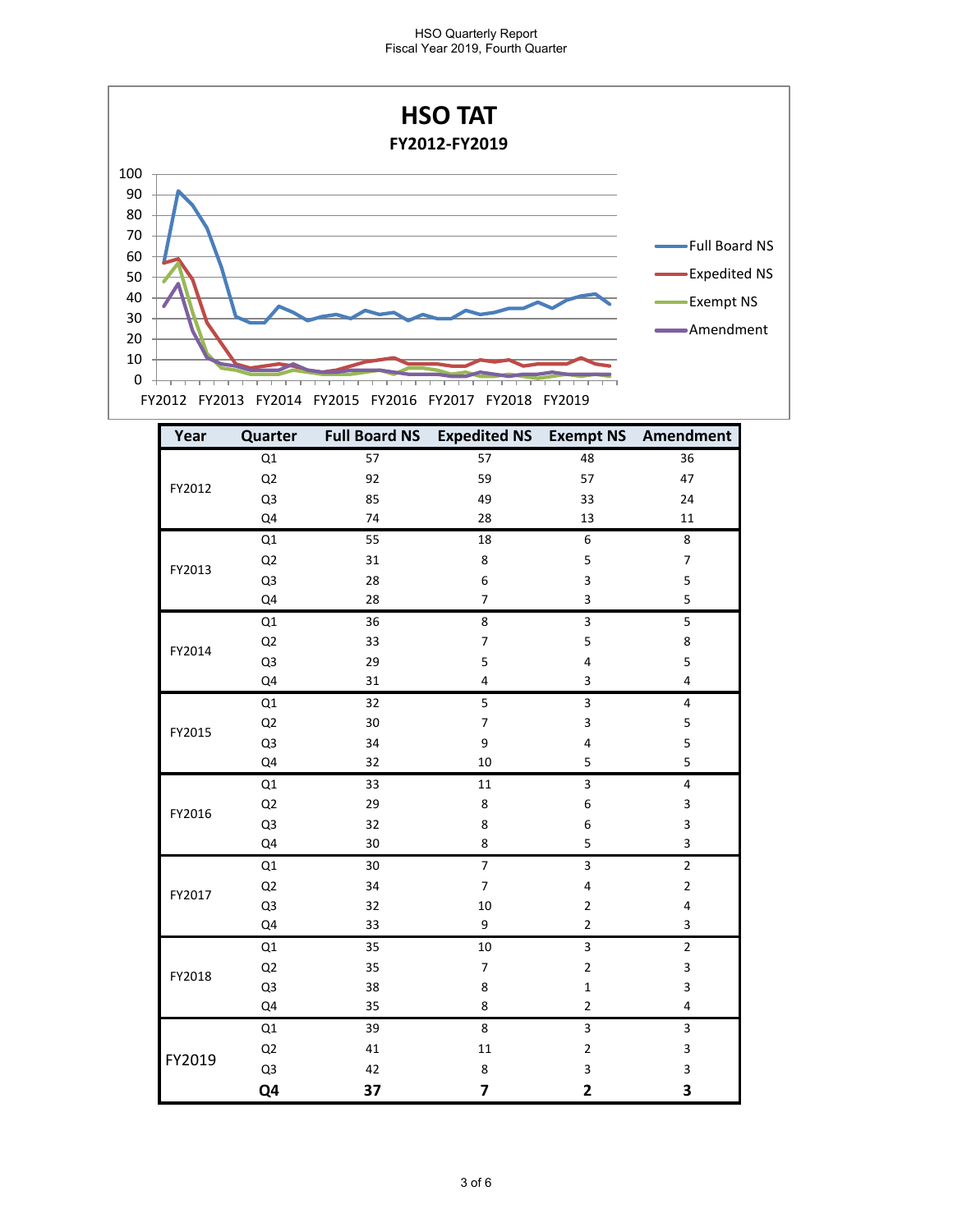HSO Quarterly Report
Fiscal Year 2019, Fourth Quarter

## HSO TAT
### FY2012-FY2019

| Year | Quarter | Full Board NS | Expedited NS | Exempt NS | Amendment |
|---|---|---|---|---|---|
| FY2012 | Q1 | 57 | 57 | 48 | 36 |
| | Q2 | 92 | 59 | 57 | 47 |
| | Q3 | 85 | 49 | 33 | 24 |
| | Q4 | 74 | 28 | 13 | 11 |
| FY2013 | Q1 | 55 | 18 | 6 | 8 |
| | Q2 | 31 | 8 | 5 | 7 |
| | Q3 | 28 | 6 | 3 | 5 |
| | Q4 | 28 | 7 | 3 | 5 |
| FY2014 | Q1 | 36 | 8 | 3 | 5 |
| | Q2 | 33 | 7 | 5 | 8 |
| | Q3 | 29 | 5 | 4 | 5 |
| | Q4 | 31 | 4 | 3 | 4 |
| FY2015 | Q1 | 32 | 5 | 3 | 4 |
| | Q2 | 30 | 7 | 3 | 5 |
| | Q3 | 34 | 9 | 4 | 5 |
| | Q4 | 32 | 10 | 5 | 5 |
| FY2016 | Q1 | 33 | 11 | 3 | 4 |
| | Q2 | 29 | 8 | 6 | 3 |
| | Q3 | 32 | 8 | 6 | 3 |
| | Q4 | 30 | 8 | 5 | 3 |
| FY2017 | Q1 | 30 | 7 | 3 | 2 |
| | Q2 | 34 | 7 | 4 | 2 |
| | Q3 | 32 | 10 | 2 | 4 |
| | Q4 | 33 | 9 | 2 | 3 |
| FY2018 | Q1 | 35 | 10 | 3 | 2 |
| | Q2 | 35 | 7 | 2 | 3 |
| | Q3 | 38 | 8 | 1 | 3 |
| | Q4 | 35 | 8 | 2 | 4 |
| FY2019 | Q1 | 39 | 8 | 3 | 3 |
| | Q2 | 41 | 11 | 2 | 3 |
| | Q3 | 42 | 8 | 3 | 3 |
| | **Q4** | **37** | **7** | **2** | **3** |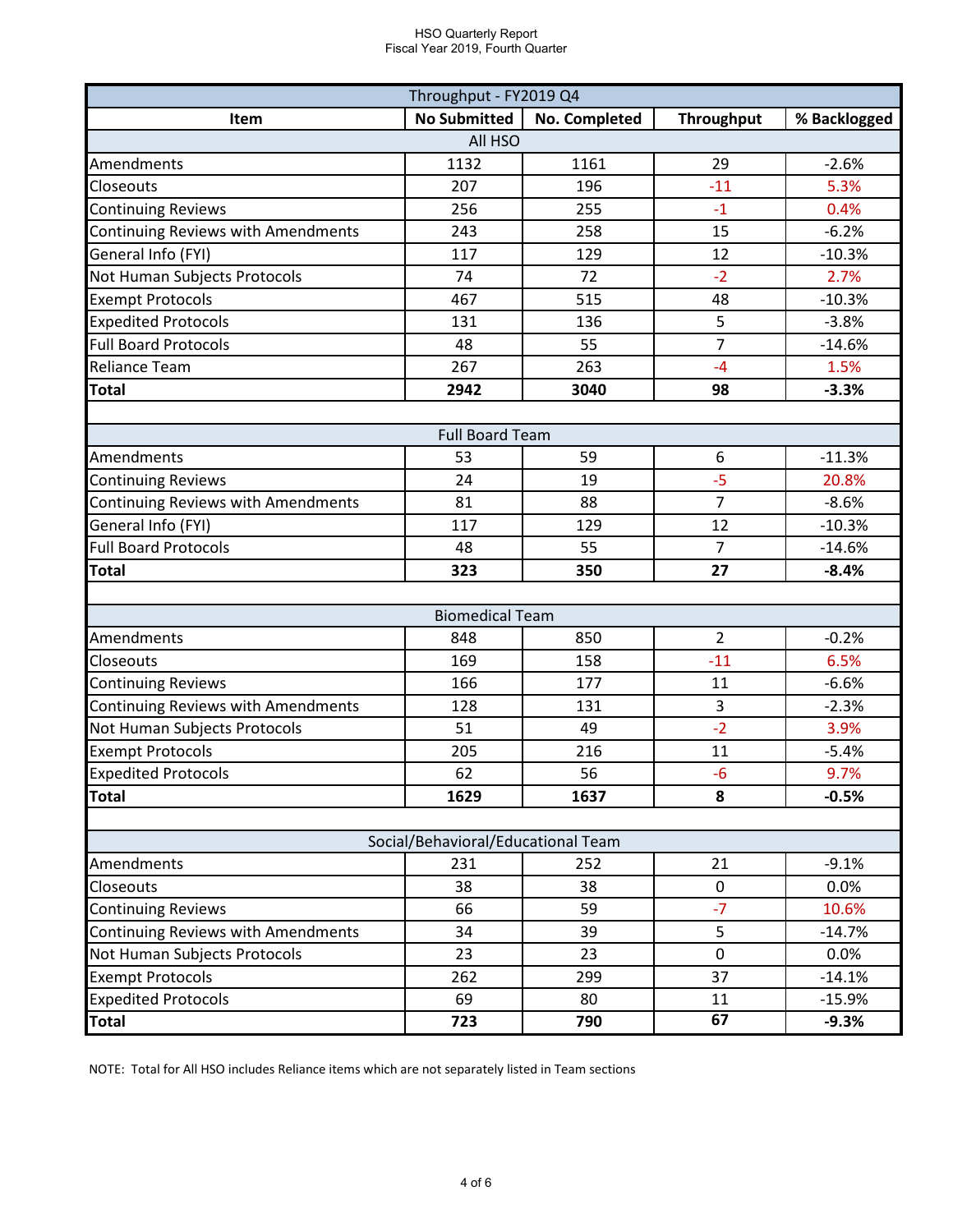HSO Quarterly Report
Fiscal Year 2019, Fourth Quarter

| Throughput - FY2019 Q4 | | | | |
|---|---|---|---|---|
| **Item** | **No Submitted** | **No. Completed** | **Throughput** | **% Backlogged** |
| All HSO | | | | |
| Amendments | 1132 | 1161 | 29 | -2.6% |
| Closeouts | 207 | 196 | -11 | 5.3% |
| Continuing Reviews | 256 | 255 | -1 | 0.4% |
| Continuing Reviews with Amendments | 243 | 258 | 15 | -6.2% |
| General Info (FYI) | 117 | 129 | 12 | -10.3% |
| Not Human Subjects Protocols | 74 | 72 | -2 | 2.7% |
| Exempt Protocols | 467 | 515 | 48 | -10.3% |
| Expedited Protocols | 131 | 136 | 5 | -3.8% |
| Full Board Protocols | 48 | 55 | 7 | -14.6% |
| Reliance Team | 267 | 263 | -4 | 1.5% |
| **Total** | **2942** | **3040** | **98** | **-3.3%** |
| | | | | |
| Full Board Team | | | | |
| Amendments | 53 | 59 | 6 | -11.3% |
| Continuing Reviews | 24 | 19 | -5 | 20.8% |
| Continuing Reviews with Amendments | 81 | 88 | 7 | -8.6% |
| General Info (FYI) | 117 | 129 | 12 | -10.3% |
| Full Board Protocols | 48 | 55 | 7 | -14.6% |
| **Total** | **323** | **350** | **27** | **-8.4%** |
| | | | | |
| Biomedical Team | | | | |
| Amendments | 848 | 850 | 2 | -0.2% |
| Closeouts | 169 | 158 | -11 | 6.5% |
| Continuing Reviews | 166 | 177 | 11 | -6.6% |
| Continuing Reviews with Amendments | 128 | 131 | 3 | -2.3% |
| Not Human Subjects Protocols | 51 | 49 | -2 | 3.9% |
| Exempt Protocols | 205 | 216 | 11 | -5.4% |
| Expedited Protocols | 62 | 56 | -6 | 9.7% |
| **Total** | **1629** | **1637** | **8** | **-0.5%** |
| | | | | |
| Social/Behavioral/Educational Team | | | | |
| Amendments | 231 | 252 | 21 | -9.1% |
| Closeouts | 38 | 38 | 0 | 0.0% |
| Continuing Reviews | 66 | 59 | -7 | 10.6% |
| Continuing Reviews with Amendments | 34 | 39 | 5 | -14.7% |
| Not Human Subjects Protocols | 23 | 23 | 0 | 0.0% |
| Exempt Protocols | 262 | 299 | 37 | -14.1% |
| Expedited Protocols | 69 | 80 | 11 | -15.9% |
| **Total** | **723** | **790** | **67** | **-9.3%** |

NOTE: Total for All HSO includes Reliance items which are not separately listed in Team sections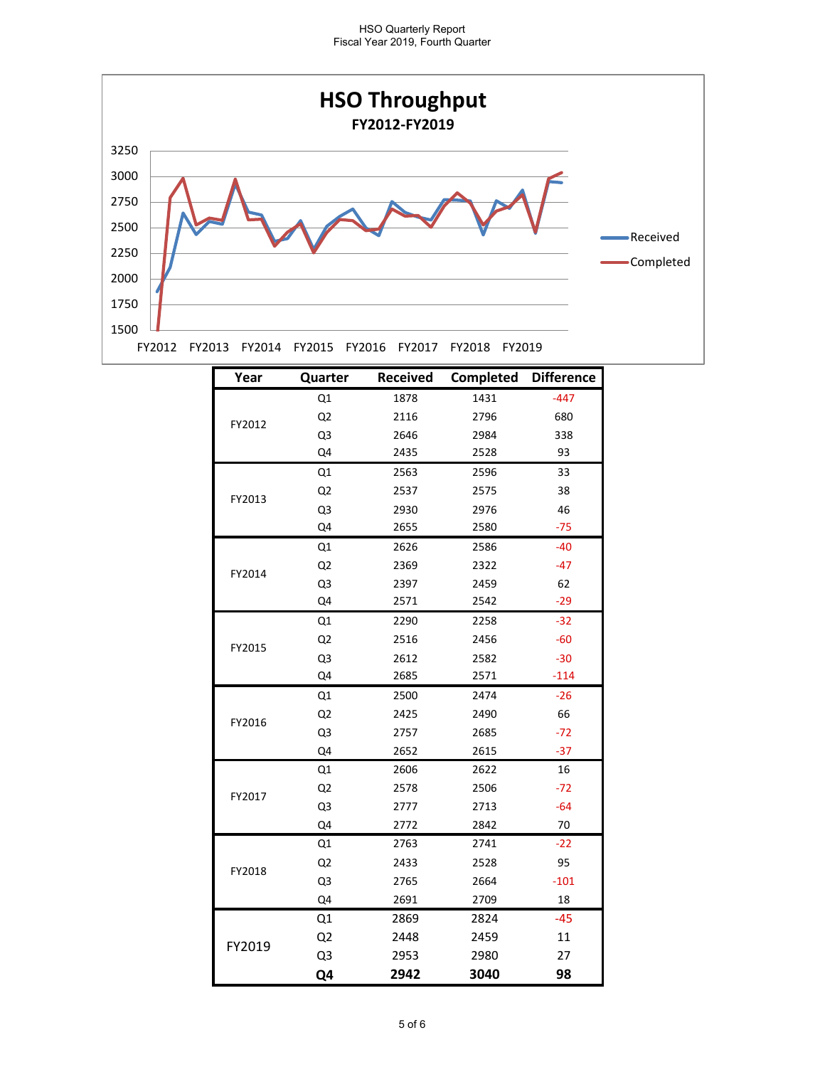## HSO Throughput

**FY2012-FY2019**

| Year | Quarter | Received | Completed | Difference |
|---|---|---|---|---|
| FY2012 | Q1 | 1878 | 1431 | -447 |
| | Q2 | 2116 | 2796 | 680 |
| | Q3 | 2646 | 2984 | 338 |
| | Q4 | 2435 | 2528 | 93 |
| FY2013 | Q1 | 2563 | 2596 | 33 |
| | Q2 | 2537 | 2575 | 38 |
| | Q3 | 2930 | 2976 | 46 |
| | Q4 | 2655 | 2580 | -75 |
| FY2014 | Q1 | 2626 | 2586 | -40 |
| | Q2 | 2369 | 2322 | -47 |
| | Q3 | 2397 | 2459 | 62 |
| | Q4 | 2571 | 2542 | -29 |
| FY2015 | Q1 | 2290 | 2258 | -32 |
| | Q2 | 2516 | 2456 | -60 |
| | Q3 | 2612 | 2582 | -30 |
| | Q4 | 2685 | 2571 | -114 |
| FY2016 | Q1 | 2500 | 2474 | -26 |
| | Q2 | 2425 | 2490 | 66 |
| | Q3 | 2757 | 2685 | -72 |
| | Q4 | 2652 | 2615 | -37 |
| FY2017 | Q1 | 2606 | 2622 | 16 |
| | Q2 | 2578 | 2506 | -72 |
| | Q3 | 2777 | 2713 | -64 |
| | Q4 | 2772 | 2842 | 70 |
| FY2018 | Q1 | 2763 | 2741 | -22 |
| | Q2 | 2433 | 2528 | 95 |
| | Q3 | 2765 | 2664 | -101 |
| | Q4 | 2691 | 2709 | 18 |
| FY2019 | Q1 | 2869 | 2824 | -45 |
| | Q2 | 2448 | 2459 | 11 |
| | Q3 | 2953 | 2980 | 27 |
| | **Q4** | **2942** | **3040** | **98** |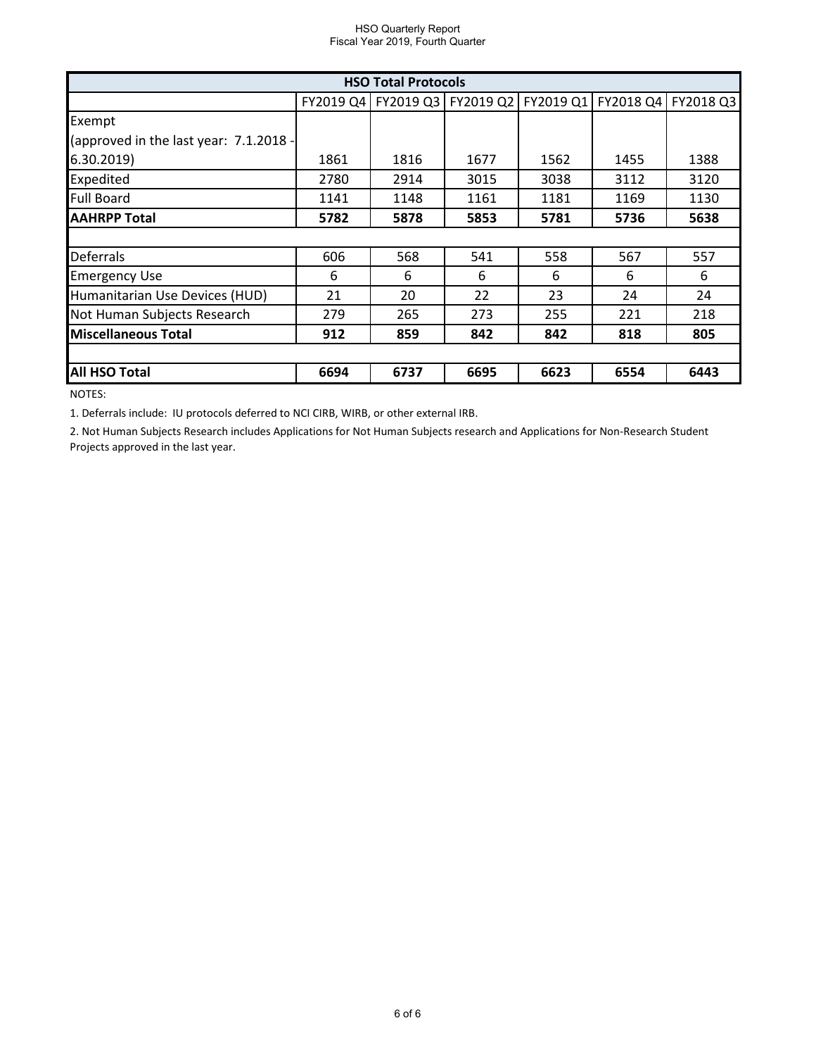| HSO Total Protocols | | | | | | |
|---|---|---|---|---|---|---|
| | FY2019 Q4 | FY2019 Q3 | FY2019 Q2 | FY2019 Q1 | FY2018 Q4 | FY2018 Q3 |
| Exempt (approved in the last year: 7.1.2018 - 6.30.2019) | 1861 | 1816 | 1677 | 1562 | 1455 | 1388 |
| Expedited | 2780 | 2914 | 3015 | 3038 | 3112 | 3120 |
| Full Board | 1141 | 1148 | 1161 | 1181 | 1169 | 1130 |
| **AAHRPP Total** | **5782** | **5878** | **5853** | **5781** | **5736** | **5638** |
| | | | | | | |
| Deferrals | 606 | 568 | 541 | 558 | 567 | 557 |
| Emergency Use | 6 | 6 | 6 | 6 | 6 | 6 |
| Humanitarian Use Devices (HUD) | 21 | 20 | 22 | 23 | 24 | 24 |
| Not Human Subjects Research | 279 | 265 | 273 | 255 | 221 | 218 |
| **Miscellaneous Total** | **912** | **859** | **842** | **842** | **818** | **805** |
| | | | | | | |
| **All HSO Total** | **6694** | **6737** | **6695** | **6623** | **6554** | **6443** |

NOTES:

1. Deferrals include: IU protocols deferred to NCI CIRB, WIRB, or other external IRB.

2. Not Human Subjects Research includes Applications for Not Human Subjects research and Applications for Non-Research Student Projects approved in the last year.